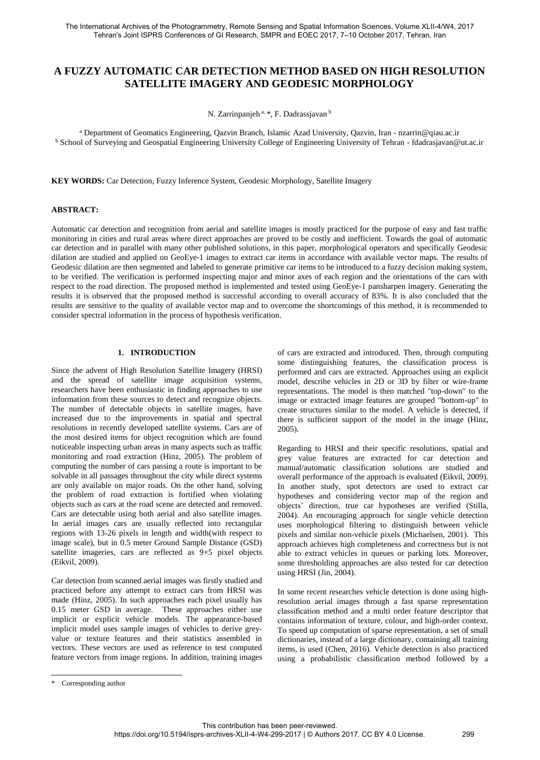# A FUZZY AUTOMATIC CAR DETECTION METHOD BASED ON HIGH RESOLUTION SATELLITE IMAGERY AND GEODESIC MORPHOLOGY

N. Zarrinpanjeh [a, *], F. Dadrassjavan [b]

[a] Department of Geomatics Engineering, Qazvin Branch, Islamic Azad University, Qazvin, Iran - nzarrin@qiau.ac.ir
[b] School of Surveying and Geospatial Engineering University College of Engineering University of Tehran - fdadrasjavan@ut.ac.ir

**KEY WORDS:** Car Detection, Fuzzy Inference System, Geodesic Morphology, Satellite Imagery

**ABSTRACT:**

Automatic car detection and recognition from aerial and satellite images is mostly practiced for the purpose of easy and fast traffic monitoring in cities and rural areas where direct approaches are proved to be costly and inefficient. Towards the goal of automatic car detection and in parallel with many other published solutions, in this paper, morphological operators and specifically Geodesic dilation are studied and applied on GeoEye-1 images to extract car items in accordance with available vector maps. The results of Geodesic dilation are then segmented and labeled to generate primitive car items to be introduced to a fuzzy decision making system, to be verified. The verification is performed inspecting major and minor axes of each region and the orientations of the cars with respect to the road direction. The proposed method is implemented and tested using GeoEye-1 pansharpen imagery. Generating the results it is observed that the proposed method is successful according to overall accuracy of 83%. It is also concluded that the results are sensitive to the quality of available vector map and to overcome the shortcomings of this method, it is recommended to consider spectral information in the process of hypothesis verification.

## 1. INTRODUCTION

Since the advent of High Resolution Satellite Imagery (HRSI) and the spread of satellite image acquisition systems, researchers have been enthusiastic in finding approaches to use information from these sources to detect and recognize objects. The number of detectable objects in satellite images, have increased due to the improvements in spatial and spectral resolutions in recently developed satellite systems. Cars are of the most desired items for object recognition which are found noticeable inspecting urban areas in many aspects such as traffic monitoring and road extraction (Hinz, 2005). The problem of computing the number of cars passing a route is important to be solvable in all passages throughout the city while direct systems are only available on major roads. On the other hand, solving the problem of road extraction is fortified when violating objects such as cars at the road scene are detected and removed. Cars are detectable using both aerial and also satellite images. In aerial images cars are usually reflected into rectangular regions with 13-26 pixels in length and width(with respect to image scale), but in 0.5 meter Ground Sample Distance (GSD) satellite imageries, cars are reflected as 9×5 pixel objects (Eikvil, 2009).

Car detection from scanned aerial images was firstly studied and practiced before any attempt to extract cars from HRSI was made (Hinz, 2005). In such approaches each pixel usually has 0.15 meter GSD in average. These approaches either use implicit or explicit vehicle models. The appearance-based implicit model uses sample images of vehicles to derive grey-value or texture features and their statistics assembled in vectors. These vectors are used as reference to test computed feature vectors from image regions. In addition, training images of cars are extracted and introduced. Then, through computing some distinguishing features, the classification process is performed and cars are extracted. Approaches using an explicit model, describe vehicles in 2D or 3D by filter or wire-frame representations. The model is then matched "top-down" to the image or extracted image features are grouped "bottom-up" to create structures similar to the model. A vehicle is detected, if there is sufficient support of the model in the image (Hinz, 2005).

Regarding to HRSI and their specific resolutions, spatial and grey value features are extracted for car detection and manual/automatic classification solutions are studied and overall performance of the approach is evaluated (Eikvil, 2009). In another study, spot detectors are used to extract car hypotheses and considering vector map of the region and objects' direction, true car hypotheses are verified (Stilla, 2004). An encouraging approach for single vehicle detection uses morphological filtering to distinguish between vehicle pixels and similar non-vehicle pixels (Michaelsen, 2001). This approach achieves high completeness and correctness but is not able to extract vehicles in queues or parking lots. Moreover, some thresholding approaches are also tested for car detection using HRSI (Jin, 2004).

In some recent researches vehicle detection is done using high-resolution aerial images through a fast sparse representation classification method and a multi order feature descriptor that contains information of texture, colour, and high-order context. To speed up computation of sparse representation, a set of small dictionaries, instead of a large dictionary, containing all training items, is used (Chen, 2016). Vehicle detection is also practiced using a probabilistic classification method followed by a

\* Corresponding author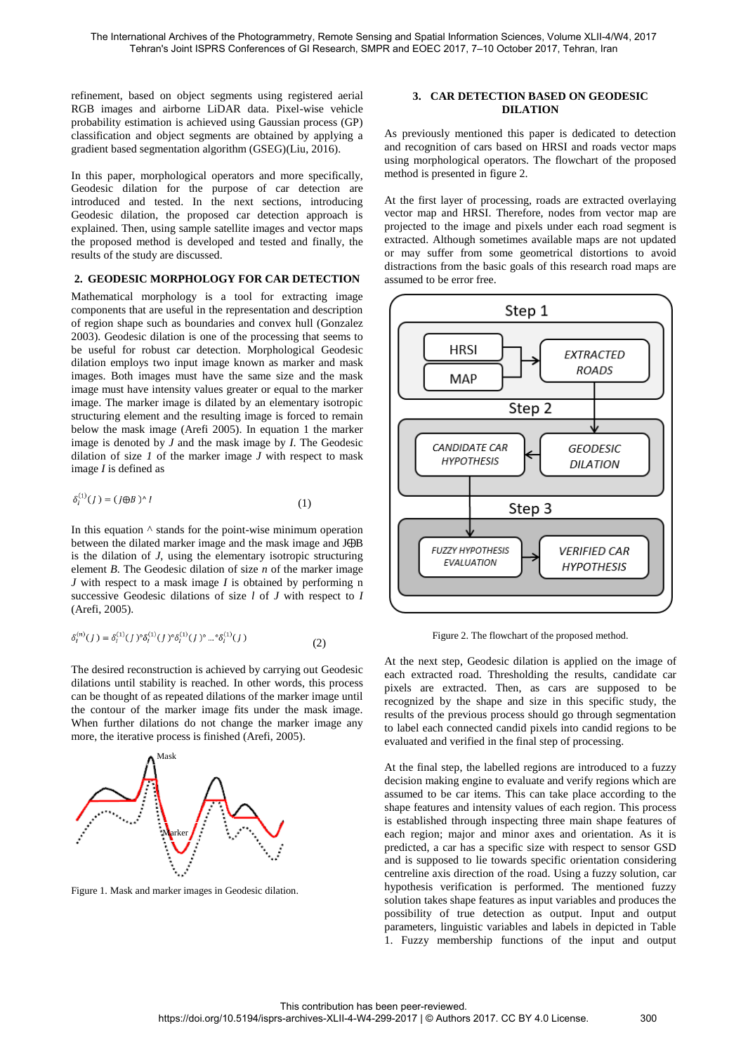refinement, based on object segments using registered aerial RGB images and airborne LiDAR data. Pixel-wise vehicle probability estimation is achieved using Gaussian process (GP) classification and object segments are obtained by applying a gradient based segmentation algorithm (GSEG)(Liu, 2016).

In this paper, morphological operators and more specifically, Geodesic dilation for the purpose of car detection are introduced and tested. In the next sections, introducing Geodesic dilation, the proposed car detection approach is explained. Then, using sample satellite images and vector maps the proposed method is developed and tested and finally, the results of the study are discussed.

## 2. GEODESIC MORPHOLOGY FOR CAR DETECTION

Mathematical morphology is a tool for extracting image components that are useful in the representation and description of region shape such as boundaries and convex hull (Gonzalez 2003). Geodesic dilation is one of the processing that seems to be useful for robust car detection. Morphological Geodesic dilation employs two input image known as marker and mask images. Both images must have the same size and the mask image must have intensity values greater or equal to the marker image. The marker image is dilated by an elementary isotropic structuring element and the resulting image is forced to remain below the mask image (Arefi 2005). In equation 1 the marker image is denoted by *J* and the mask image by *I*. The Geodesic dilation of size *1* of the marker image *J* with respect to mask image *I* is defined as

$$\delta_I^{(1)}(J) = (J \oplus B) \wedge I \quad (1)$$

In this equation ^ stands for the point-wise minimum operation between the dilated marker image and the mask image and $J \oplus B$ is the dilation of *J*, using the elementary isotropic structuring element *B*. The Geodesic dilation of size *n* of the marker image *J* with respect to a mask image *I* is obtained by performing n successive Geodesic dilations of size *1* of *J* with respect to *I* (Arefi, 2005).

$$\delta_I^{(n)}(J) = \delta_I^{(1)}(J) \circ \delta_I^{(1)}(J) \circ \delta_I^{(1)}(J) \circ \ldots \circ \delta_I^{(1)}(J) \quad (2)$$

The desired reconstruction is achieved by carrying out Geodesic dilations until stability is reached. In other words, this process can be thought of as repeated dilations of the marker image until the contour of the marker image fits under the mask image. When further dilations do not change the marker image any more, the iterative process is finished (Arefi, 2005).

Figure 1. Mask and marker images in Geodesic dilation.

## 3. CAR DETECTION BASED ON GEODESIC DILATION

As previously mentioned this paper is dedicated to detection and recognition of cars based on HRSI and roads vector maps using morphological operators. The flowchart of the proposed method is presented in figure 2.

At the first layer of processing, roads are extracted overlaying vector map and HRSI. Therefore, nodes from vector map are projected to the image and pixels under each road segment is extracted. Although sometimes available maps are not updated or may suffer from some geometrical distortions to avoid distractions from the basic goals of this research road maps are assumed to be error free.

Figure 2. The flowchart of the proposed method.

At the next step, Geodesic dilation is applied on the image of each extracted road. Thresholding the results, candidate car pixels are extracted. Then, as cars are supposed to be recognized by the shape and size in this specific study, the results of the previous process should go through segmentation to label each connected candid pixels into candid regions to be evaluated and verified in the final step of processing.

At the final step, the labelled regions are introduced to a fuzzy decision making engine to evaluate and verify regions which are assumed to be car items. This can take place according to the shape features and intensity values of each region. This process is established through inspecting three main shape features of each region; major and minor axes and orientation. As it is predicted, a car has a specific size with respect to sensor GSD and is supposed to lie towards specific orientation considering centreline axis direction of the road. Using a fuzzy solution, car hypothesis verification is performed. The mentioned fuzzy solution takes shape features as input variables and produces the possibility of true detection as output. Input and output parameters, linguistic variables and labels in depicted in Table 1. Fuzzy membership functions of the input and output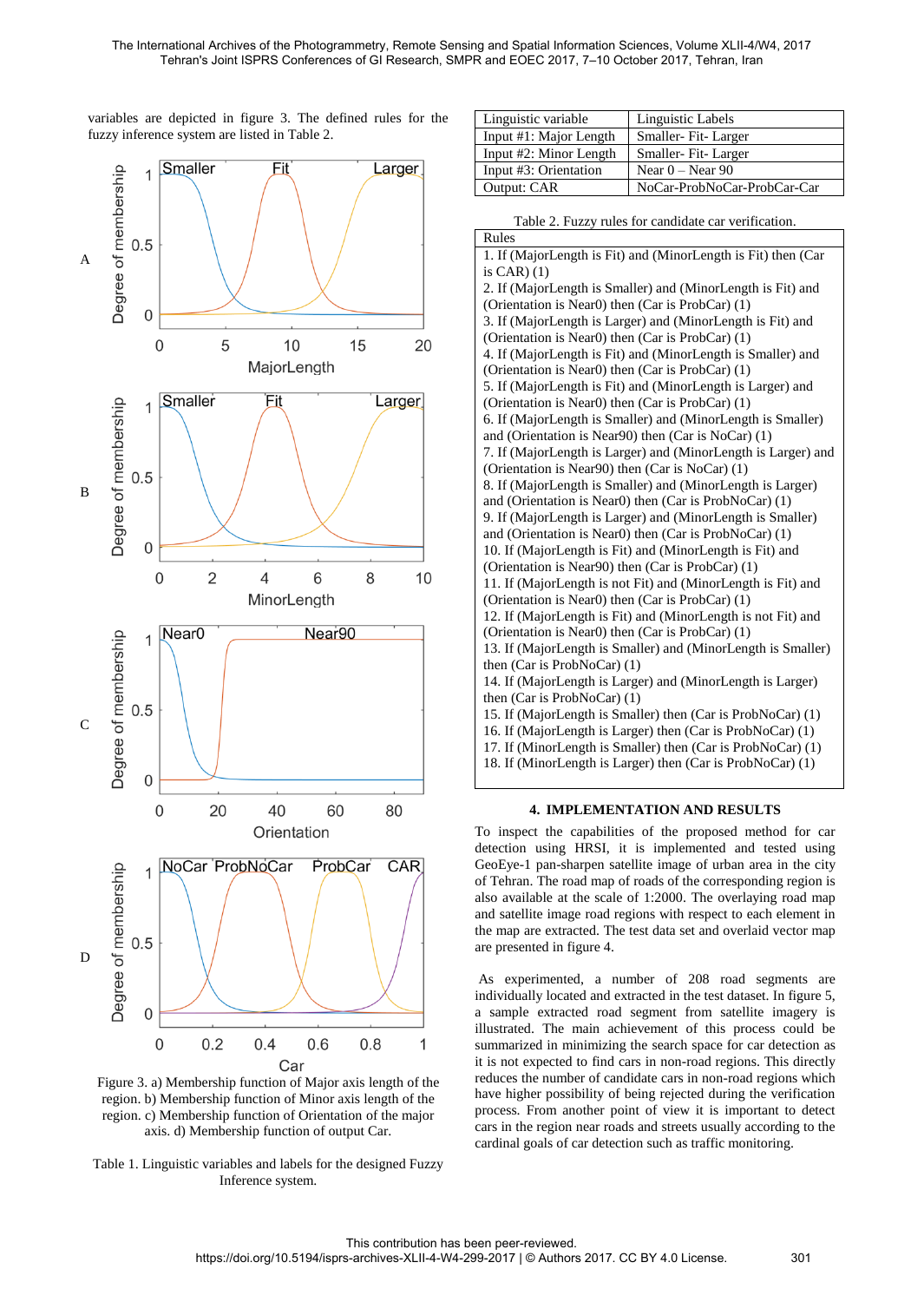variables are depicted in figure 3. The defined rules for the fuzzy inference system are listed in Table 2.

Figure 3. a) Membership function of Major axis length of the region. b) Membership function of Minor axis length of the region. c) Membership function of Orientation of the major axis. d) Membership function of output Car.

Table 1. Linguistic variables and labels for the designed Fuzzy Inference system.

| Linguistic variable | Linguistic Labels |
|---|---|
| Input #1: Major Length | Smaller- Fit- Larger |
| Input #2: Minor Length | Smaller- Fit- Larger |
| Input #3: Orientation | Near 0 – Near 90 |
| Output: CAR | NoCar-ProbNoCar-ProbCar-Car |

Table 2. Fuzzy rules for candidate car verification.

| Rules |
|---|
| 1. If (MajorLength is Fit) and (MinorLength is Fit) then (Car is CAR) (1) |
| 2. If (MajorLength is Smaller) and (MinorLength is Fit) and (Orientation is Near0) then (Car is ProbCar) (1) |
| 3. If (MajorLength is Larger) and (MinorLength is Fit) and (Orientation is Near0) then (Car is ProbCar) (1) |
| 4. If (MajorLength is Fit) and (MinorLength is Smaller) and (Orientation is Near0) then (Car is ProbCar) (1) |
| 5. If (MajorLength is Fit) and (MinorLength is Larger) and (Orientation is Near0) then (Car is ProbCar) (1) |
| 6. If (MajorLength is Smaller) and (MinorLength is Smaller) and (Orientation is Near90) then (Car is NoCar) (1) |
| 7. If (MajorLength is Larger) and (MinorLength is Larger) and (Orientation is Near90) then (Car is NoCar) (1) |
| 8. If (MajorLength is Smaller) and (MinorLength is Larger) and (Orientation is Near0) then (Car is ProbNoCar) (1) |
| 9. If (MajorLength is Larger) and (MinorLength is Smaller) and (Orientation is Near0) then (Car is ProbNoCar) (1) |
| 10. If (MajorLength is Fit) and (MinorLength is Fit) and (Orientation is Near90) then (Car is ProbCar) (1) |
| 11. If (MajorLength is not Fit) and (MinorLength is Fit) and (Orientation is Near0) then (Car is ProbCar) (1) |
| 12. If (MajorLength is Fit) and (MinorLength is not Fit) and (Orientation is Near0) then (Car is ProbCar) (1) |
| 13. If (MajorLength is Smaller) and (MinorLength is Smaller) then (Car is ProbNoCar) (1) |
| 14. If (MajorLength is Larger) and (MinorLength is Larger) then (Car is ProbNoCar) (1) |
| 15. If (MajorLength is Smaller) then (Car is ProbNoCar) (1) |
| 16. If (MajorLength is Larger) then (Car is ProbNoCar) (1) |
| 17. If (MinorLength is Smaller) then (Car is ProbNoCar) (1) |
| 18. If (MinorLength is Larger) then (Car is ProbNoCar) (1) |

## 4. IMPLEMENTATION AND RESULTS

To inspect the capabilities of the proposed method for car detection using HRSI, it is implemented and tested using GeoEye-1 pan-sharpen satellite image of urban area in the city of Tehran. The road map of roads of the corresponding region is also available at the scale of 1:2000. The overlaying road map and satellite image road regions with respect to each element in the map are extracted. The test data set and overlaid vector map are presented in figure 4.

As experimented, a number of 208 road segments are individually located and extracted in the test dataset. In figure 5, a sample extracted road segment from satellite imagery is illustrated. The main achievement of this process could be summarized in minimizing the search space for car detection as it is not expected to find cars in non-road regions. This directly reduces the number of candidate cars in non-road regions which have higher possibility of being rejected during the verification process. From another point of view it is important to detect cars in the region near roads and streets usually according to the cardinal goals of car detection such as traffic monitoring.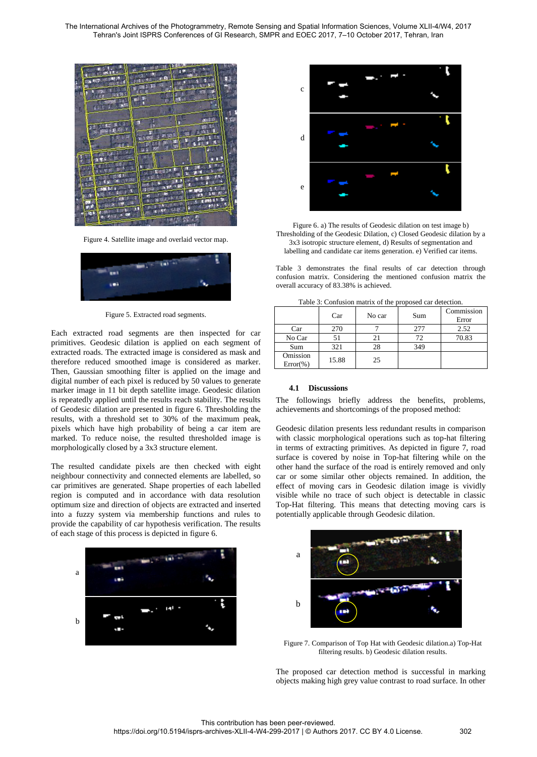Figure 4. Satellite image and overlaid vector map.

Figure 5. Extracted road segments.

Each extracted road segments are then inspected for car primitives. Geodesic dilation is applied on each segment of extracted roads. The extracted image is considered as mask and therefore reduced smoothed image is considered as marker. Then, Gaussian smoothing filter is applied on the image and digital number of each pixel is reduced by 50 values to generate marker image in 11 bit depth satellite image. Geodesic dilation is repeatedly applied until the results reach stability. The results of Geodesic dilation are presented in figure 6. Thresholding the results, with a threshold set to 30% of the maximum peak, pixels which have high probability of being a car item are marked. To reduce noise, the resulted thresholded image is morphologically closed by a 3x3 structure element.

The resulted candidate pixels are then checked with eight neighbour connectivity and connected elements are labelled, so car primitives are generated. Shape properties of each labelled region is computed and in accordance with data resolution optimum size and direction of objects are extracted and inserted into a fuzzy system via membership functions and rules to provide the capability of car hypothesis verification. The results of each stage of this process is depicted in figure 6.

Figure 6. a) The results of Geodesic dilation on test image b) Thresholding of the Geodesic Dilation, c) Closed Geodesic dilation by a 3x3 isotropic structure element, d) Results of segmentation and labelling and candidate car items generation. e) Verified car items.

Table 3 demonstrates the final results of car detection through confusion matrix. Considering the mentioned confusion matrix the overall accuracy of 83.38% is achieved.

Table 3: Confusion matrix of the proposed car detection.

| | Car | No car | Sum | Commission Error |
|---|---|---|---|---|
| Car | 270 | 7 | 277 | 2.52 |
| No Car | 51 | 21 | 72 | 70.83 |
| Sum | 321 | 28 | 349 | |
| Omission Error(%) | 15.88 | 25 | | |

### 4.1 Discussions

The followings briefly address the benefits, problems, achievements and shortcomings of the proposed method:

Geodesic dilation presents less redundant results in comparison with classic morphological operations such as top-hat filtering in terms of extracting primitives. As depicted in figure 7, road surface is covered by noise in Top-hat filtering while on the other hand the surface of the road is entirely removed and only car or some similar other objects remained. In addition, the effect of moving cars in Geodesic dilation image is vividly visible while no trace of such object is detectable in classic Top-Hat filtering. This means that detecting moving cars is potentially applicable through Geodesic dilation.

Figure 7. Comparison of Top Hat with Geodesic dilation.a) Top-Hat filtering results. b) Geodesic dilation results.

The proposed car detection method is successful in marking objects making high grey value contrast to road surface. In other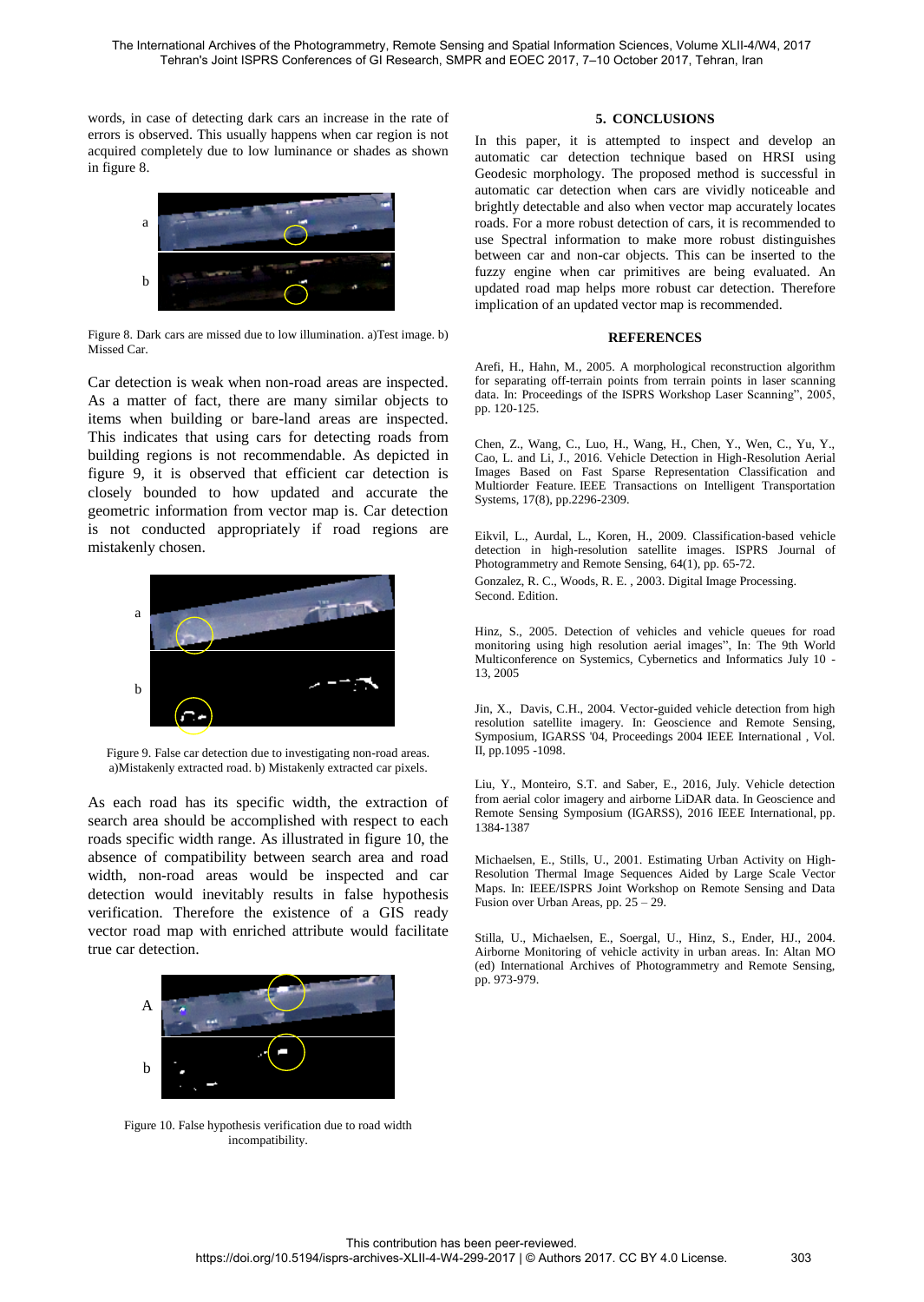words, in case of detecting dark cars an increase in the rate of errors is observed. This usually happens when car region is not acquired completely due to low luminance or shades as shown in figure 8.

Figure 8. Dark cars are missed due to low illumination. a)Test image. b) Missed Car.

Car detection is weak when non-road areas are inspected. As a matter of fact, there are many similar objects to items when building or bare-land areas are inspected. This indicates that using cars for detecting roads from building regions is not recommendable. As depicted in figure 9, it is observed that efficient car detection is closely bounded to how updated and accurate the geometric information from vector map is. Car detection is not conducted appropriately if road regions are mistakenly chosen.

Figure 9. False car detection due to investigating non-road areas. a)Mistakenly extracted road. b) Mistakenly extracted car pixels.

As each road has its specific width, the extraction of search area should be accomplished with respect to each roads specific width range. As illustrated in figure 10, the absence of compatibility between search area and road width, non-road areas would be inspected and car detection would inevitably results in false hypothesis verification. Therefore the existence of a GIS ready vector road map with enriched attribute would facilitate true car detection.

Figure 10. False hypothesis verification due to road width incompatibility.

## 5. CONCLUSIONS

In this paper, it is attempted to inspect and develop an automatic car detection technique based on HRSI using Geodesic morphology. The proposed method is successful in automatic car detection when cars are vividly noticeable and brightly detectable and also when vector map accurately locates roads. For a more robust detection of cars, it is recommended to use Spectral information to make more robust distinguishes between car and non-car objects. This can be inserted to the fuzzy engine when car primitives are being evaluated. An updated road map helps more robust car detection. Therefore implication of an updated vector map is recommended.

## REFERENCES

Arefi, H., Hahn, M., 2005. A morphological reconstruction algorithm for separating off-terrain points from terrain points in laser scanning data. In: Proceedings of the ISPRS Workshop Laser Scanning", 2005, pp. 120-125.

Chen, Z., Wang, C., Luo, H., Wang, H., Chen, Y., Wen, C., Yu, Y., Cao, L. and Li, J., 2016. Vehicle Detection in High-Resolution Aerial Images Based on Fast Sparse Representation Classification and Multiorder Feature. IEEE Transactions on Intelligent Transportation Systems, 17(8), pp.2296-2309.

Eikvil, L., Aurdal, L., Koren, H., 2009. Classification-based vehicle detection in high-resolution satellite images. ISPRS Journal of Photogrammetry and Remote Sensing, 64(1), pp. 65-72.

Gonzalez, R. C., Woods, R. E. , 2003. Digital Image Processing. Second. Edition.

Hinz, S., 2005. Detection of vehicles and vehicle queues for road monitoring using high resolution aerial images", In: The 9th World Multiconference on Systemics, Cybernetics and Informatics July 10 - 13, 2005

Jin, X., Davis, C.H., 2004. Vector-guided vehicle detection from high resolution satellite imagery. In: Geoscience and Remote Sensing, Symposium, IGARSS '04, Proceedings 2004 IEEE International , Vol. II, pp.1095 -1098.

Liu, Y., Monteiro, S.T. and Saber, E., 2016, July. Vehicle detection from aerial color imagery and airborne LiDAR data. In Geoscience and Remote Sensing Symposium (IGARSS), 2016 IEEE International, pp. 1384-1387

Michaelsen, E., Stills, U., 2001. Estimating Urban Activity on High-Resolution Thermal Image Sequences Aided by Large Scale Vector Maps. In: IEEE/ISPRS Joint Workshop on Remote Sensing and Data Fusion over Urban Areas, pp. 25 – 29.

Stilla, U., Michaelsen, E., Soergal, U., Hinz, S., Ender, HJ., 2004. Airborne Monitoring of vehicle activity in urban areas. In: Altan MO (ed) International Archives of Photogrammetry and Remote Sensing, pp. 973-979.